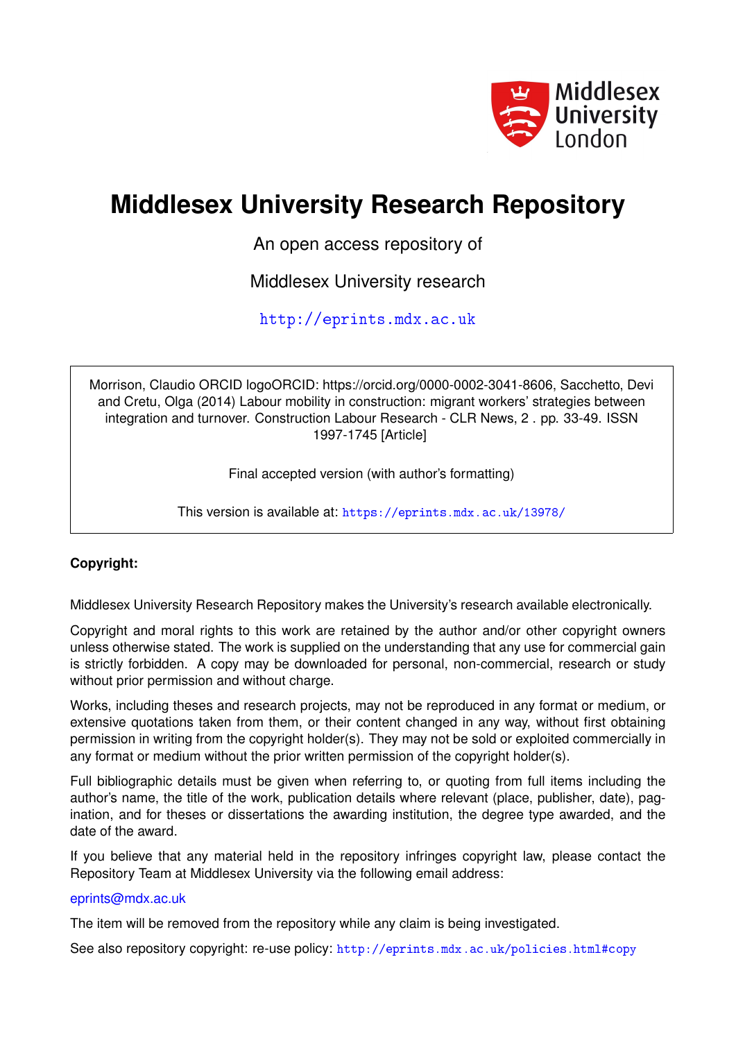Middlesex University London

# Middlesex University Research Repository

An open access repository of

Middlesex University research

http://eprints.mdx.ac.uk

Morrison, Claudio ORCID logoORCID: https://orcid.org/0000-0002-3041-8606, Sacchetto, Devi and Cretu, Olga (2014) Labour mobility in construction: migrant workers' strategies between integration and turnover. Construction Labour Research - CLR News, 2 . pp. 33-49. ISSN 1997-1745 [Article]

Final accepted version (with author's formatting)

This version is available at: https://eprints.mdx.ac.uk/13978/

**Copyright:**

Middlesex University Research Repository makes the University's research available electronically.

Copyright and moral rights to this work are retained by the author and/or other copyright owners unless otherwise stated. The work is supplied on the understanding that any use for commercial gain is strictly forbidden. A copy may be downloaded for personal, non-commercial, research or study without prior permission and without charge.

Works, including theses and research projects, may not be reproduced in any format or medium, or extensive quotations taken from them, or their content changed in any way, without first obtaining permission in writing from the copyright holder(s). They may not be sold or exploited commercially in any format or medium without the prior written permission of the copyright holder(s).

Full bibliographic details must be given when referring to, or quoting from full items including the author's name, the title of the work, publication details where relevant (place, publisher, date), pagination, and for theses or dissertations the awarding institution, the degree type awarded, and the date of the award.

If you believe that any material held in the repository infringes copyright law, please contact the Repository Team at Middlesex University via the following email address:

eprints@mdx.ac.uk

The item will be removed from the repository while any claim is being investigated.

See also repository copyright: re-use policy: http://eprints.mdx.ac.uk/policies.html#copy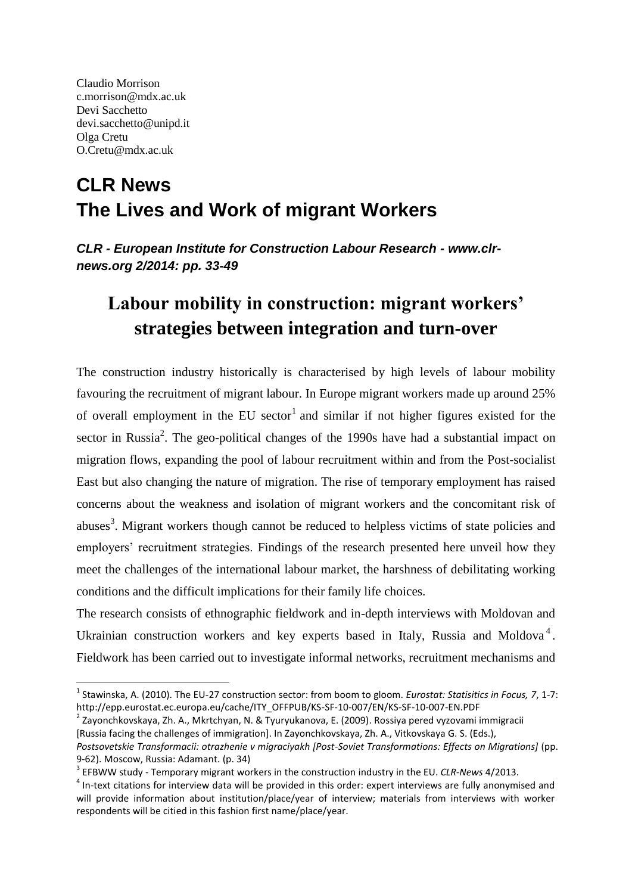Claudio Morrison
c.morrison@mdx.ac.uk
Devi Sacchetto
devi.sacchetto@unipd.it
Olga Cretu
O.Cretu@mdx.ac.uk

# CLR News
# The Lives and Work of migrant Workers

***CLR - European Institute for Construction Labour Research - www.clr-news.org 2/2014: pp. 33-49***

## Labour mobility in construction: migrant workers' strategies between integration and turn-over

The construction industry historically is characterised by high levels of labour mobility favouring the recruitment of migrant labour. In Europe migrant workers made up around 25% of overall employment in the EU sector[1] and similar if not higher figures existed for the sector in Russia[2]. The geo-political changes of the 1990s have had a substantial impact on migration flows, expanding the pool of labour recruitment within and from the Post-socialist East but also changing the nature of migration. The rise of temporary employment has raised concerns about the weakness and isolation of migrant workers and the concomitant risk of abuses[3]. Migrant workers though cannot be reduced to helpless victims of state policies and employers' recruitment strategies. Findings of the research presented here unveil how they meet the challenges of the international labour market, the harshness of debilitating working conditions and the difficult implications for their family life choices.

The research consists of ethnographic fieldwork and in-depth interviews with Moldovan and Ukrainian construction workers and key experts based in Italy, Russia and Moldova[4]. Fieldwork has been carried out to investigate informal networks, recruitment mechanisms and

---

[1] Stawinska, A. (2010). The EU-27 construction sector: from boom to gloom. *Eurostat: Statisitics in Focus, 7*, 1-7: http://epp.eurostat.ec.europa.eu/cache/ITY_OFFPUB/KS-SF-10-007/EN/KS-SF-10-007-EN.PDF

[2] Zayonchkovskaya, Zh. A., Mkrtchyan, N. & Tyuryukanova, E. (2009). Rossiya pered vyzovami immigracii [Russia facing the challenges of immigration]. In Zayonchkovskaya, Zh. A., Vitkovskaya G. S. (Eds.), *Postsovetskie Transformacii: otrazhenie v migraciyakh [Post-Soviet Transformations: Effects on Migrations]* (pp. 9-62). Moscow, Russia: Adamant. (p. 34)

[3] EFBWW study - Temporary migrant workers in the construction industry in the EU. *CLR-News* 4/2013.

[4] In-text citations for interview data will be provided in this order: expert interviews are fully anonymised and will provide information about institution/place/year of interview; materials from interviews with worker respondents will be citied in this fashion first name/place/year.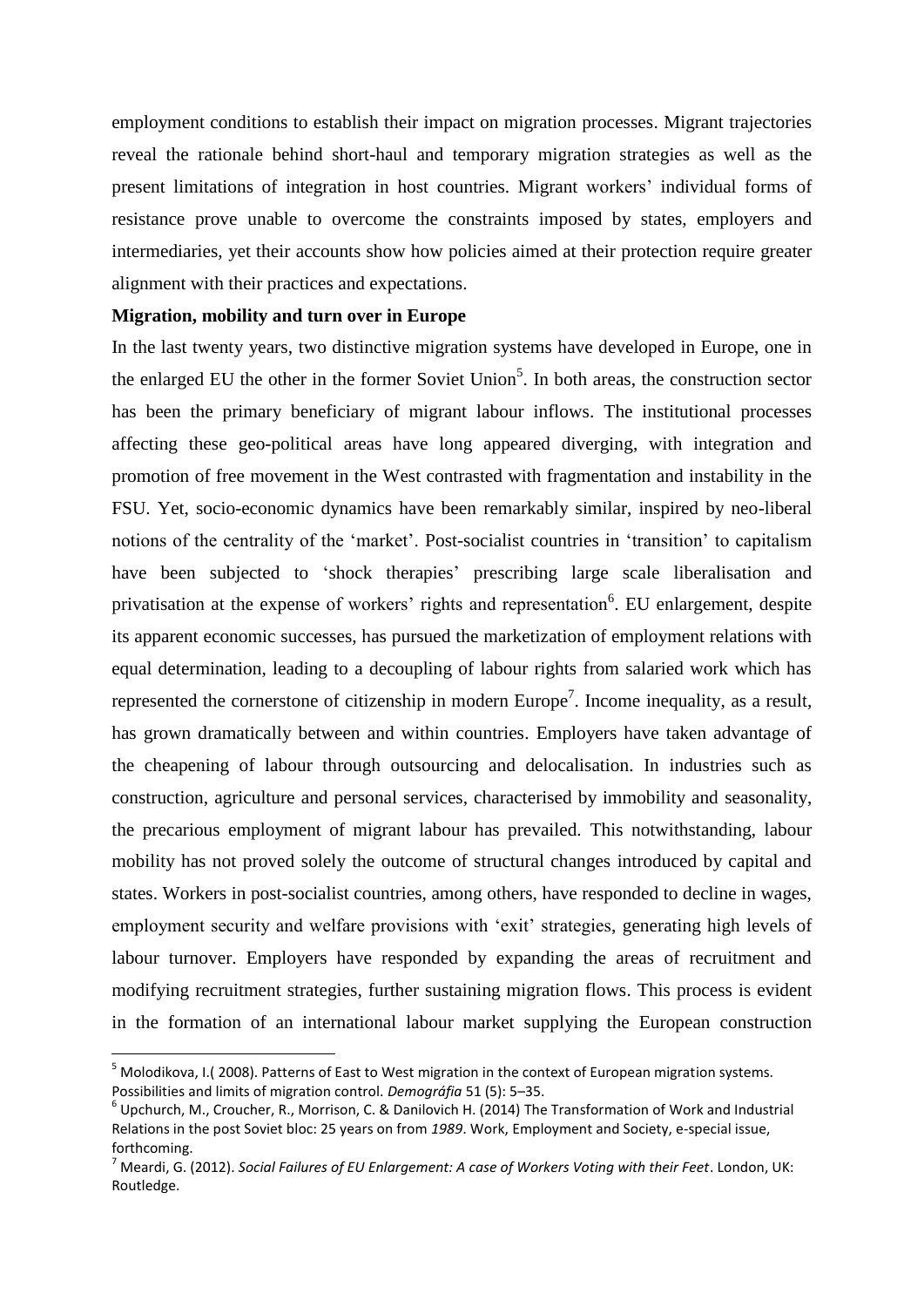employment conditions to establish their impact on migration processes. Migrant trajectories reveal the rationale behind short-haul and temporary migration strategies as well as the present limitations of integration in host countries. Migrant workers' individual forms of resistance prove unable to overcome the constraints imposed by states, employers and intermediaries, yet their accounts show how policies aimed at their protection require greater alignment with their practices and expectations.

**Migration, mobility and turn over in Europe**

In the last twenty years, two distinctive migration systems have developed in Europe, one in the enlarged EU the other in the former Soviet Union[5]. In both areas, the construction sector has been the primary beneficiary of migrant labour inflows. The institutional processes affecting these geo-political areas have long appeared diverging, with integration and promotion of free movement in the West contrasted with fragmentation and instability in the FSU. Yet, socio-economic dynamics have been remarkably similar, inspired by neo-liberal notions of the centrality of the 'market'. Post-socialist countries in 'transition' to capitalism have been subjected to 'shock therapies' prescribing large scale liberalisation and privatisation at the expense of workers' rights and representation[6]. EU enlargement, despite its apparent economic successes, has pursued the marketization of employment relations with equal determination, leading to a decoupling of labour rights from salaried work which has represented the cornerstone of citizenship in modern Europe[7]. Income inequality, as a result, has grown dramatically between and within countries. Employers have taken advantage of the cheapening of labour through outsourcing and delocalisation. In industries such as construction, agriculture and personal services, characterised by immobility and seasonality, the precarious employment of migrant labour has prevailed. This notwithstanding, labour mobility has not proved solely the outcome of structural changes introduced by capital and states. Workers in post-socialist countries, among others, have responded to decline in wages, employment security and welfare provisions with 'exit' strategies, generating high levels of labour turnover. Employers have responded by expanding the areas of recruitment and modifying recruitment strategies, further sustaining migration flows. This process is evident in the formation of an international labour market supplying the European construction

[5] Molodikova, I.( 2008). Patterns of East to West migration in the context of European migration systems. Possibilities and limits of migration control. *Demográfia* 51 (5): 5–35.

[6] Upchurch, M., Croucher, R., Morrison, C. & Danilovich H. (2014) The Transformation of Work and Industrial Relations in the post Soviet bloc: 25 years on from *1989*. Work, Employment and Society, e-special issue, forthcoming.

[7] Meardi, G. (2012). *Social Failures of EU Enlargement: A case of Workers Voting with their Feet*. London, UK: Routledge.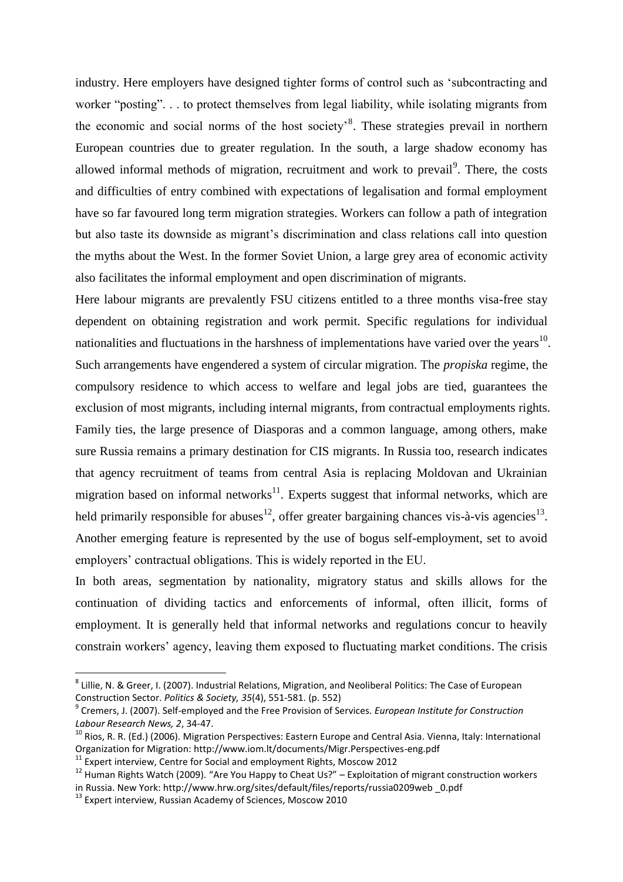industry. Here employers have designed tighter forms of control such as 'subcontracting and worker "posting". . . to protect themselves from legal liability, while isolating migrants from the economic and social norms of the host society'[8]. These strategies prevail in northern European countries due to greater regulation. In the south, a large shadow economy has allowed informal methods of migration, recruitment and work to prevail[9]. There, the costs and difficulties of entry combined with expectations of legalisation and formal employment have so far favoured long term migration strategies. Workers can follow a path of integration but also taste its downside as migrant's discrimination and class relations call into question the myths about the West. In the former Soviet Union, a large grey area of economic activity also facilitates the informal employment and open discrimination of migrants.

Here labour migrants are prevalently FSU citizens entitled to a three months visa-free stay dependent on obtaining registration and work permit. Specific regulations for individual nationalities and fluctuations in the harshness of implementations have varied over the years[10]. Such arrangements have engendered a system of circular migration. The *propiska* regime, the compulsory residence to which access to welfare and legal jobs are tied, guarantees the exclusion of most migrants, including internal migrants, from contractual employments rights. Family ties, the large presence of Diasporas and a common language, among others, make sure Russia remains a primary destination for CIS migrants. In Russia too, research indicates that agency recruitment of teams from central Asia is replacing Moldovan and Ukrainian migration based on informal networks[11]. Experts suggest that informal networks, which are held primarily responsible for abuses[12], offer greater bargaining chances vis-à-vis agencies[13]. Another emerging feature is represented by the use of bogus self-employment, set to avoid employers' contractual obligations. This is widely reported in the EU.

In both areas, segmentation by nationality, migratory status and skills allows for the continuation of dividing tactics and enforcements of informal, often illicit, forms of employment. It is generally held that informal networks and regulations concur to heavily constrain workers' agency, leaving them exposed to fluctuating market conditions. The crisis

---

[8] Lillie, N. & Greer, I. (2007). Industrial Relations, Migration, and Neoliberal Politics: The Case of European Construction Sector. *Politics & Society, 35*(4), 551-581. (p. 552)

[9] Cremers, J. (2007). Self-employed and the Free Provision of Services. *European Institute for Construction Labour Research News, 2*, 34-47.

[10] Rios, R. R. (Ed.) (2006). Migration Perspectives: Eastern Europe and Central Asia. Vienna, Italy: International Organization for Migration: http://www.iom.lt/documents/Migr.Perspectives-eng.pdf

[11] Expert interview, Centre for Social and employment Rights, Moscow 2012

[12] Human Rights Watch (2009). "Are You Happy to Cheat Us?" – Exploitation of migrant construction workers in Russia. New York: http://www.hrw.org/sites/default/files/reports/russia0209web _0.pdf

[13] Expert interview, Russian Academy of Sciences, Moscow 2010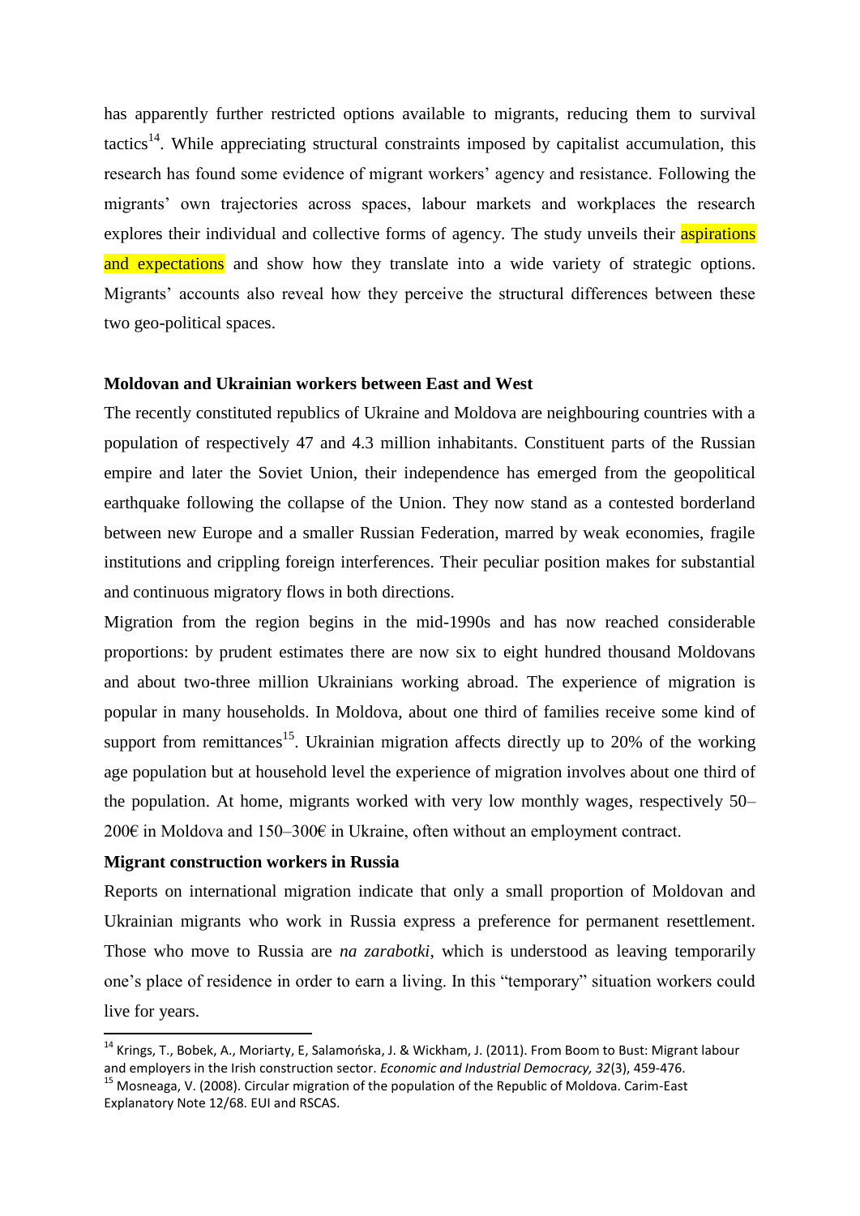has apparently further restricted options available to migrants, reducing them to survival tactics[14]. While appreciating structural constraints imposed by capitalist accumulation, this research has found some evidence of migrant workers' agency and resistance. Following the migrants' own trajectories across spaces, labour markets and workplaces the research explores their individual and collective forms of agency. The study unveils their aspirations and expectations and show how they translate into a wide variety of strategic options. Migrants' accounts also reveal how they perceive the structural differences between these two geo-political spaces.

### Moldovan and Ukrainian workers between East and West

The recently constituted republics of Ukraine and Moldova are neighbouring countries with a population of respectively 47 and 4.3 million inhabitants. Constituent parts of the Russian empire and later the Soviet Union, their independence has emerged from the geopolitical earthquake following the collapse of the Union. They now stand as a contested borderland between new Europe and a smaller Russian Federation, marred by weak economies, fragile institutions and crippling foreign interferences. Their peculiar position makes for substantial and continuous migratory flows in both directions.

Migration from the region begins in the mid-1990s and has now reached considerable proportions: by prudent estimates there are now six to eight hundred thousand Moldovans and about two-three million Ukrainians working abroad. The experience of migration is popular in many households. In Moldova, about one third of families receive some kind of support from remittances[15]. Ukrainian migration affects directly up to 20% of the working age population but at household level the experience of migration involves about one third of the population. At home, migrants worked with very low monthly wages, respectively 50–200€ in Moldova and 150–300€ in Ukraine, often without an employment contract.

### Migrant construction workers in Russia

Reports on international migration indicate that only a small proportion of Moldovan and Ukrainian migrants who work in Russia express a preference for permanent resettlement. Those who move to Russia are *na zarabotki*, which is understood as leaving temporarily one's place of residence in order to earn a living. In this "temporary" situation workers could live for years.

---

[14] Krings, T., Bobek, A., Moriarty, E, Salamońska, J. & Wickham, J. (2011). From Boom to Bust: Migrant labour and employers in the Irish construction sector. *Economic and Industrial Democracy, 32*(3), 459-476.

[15] Mosneaga, V. (2008). Circular migration of the population of the Republic of Moldova. Carim-East Explanatory Note 12/68. EUI and RSCAS.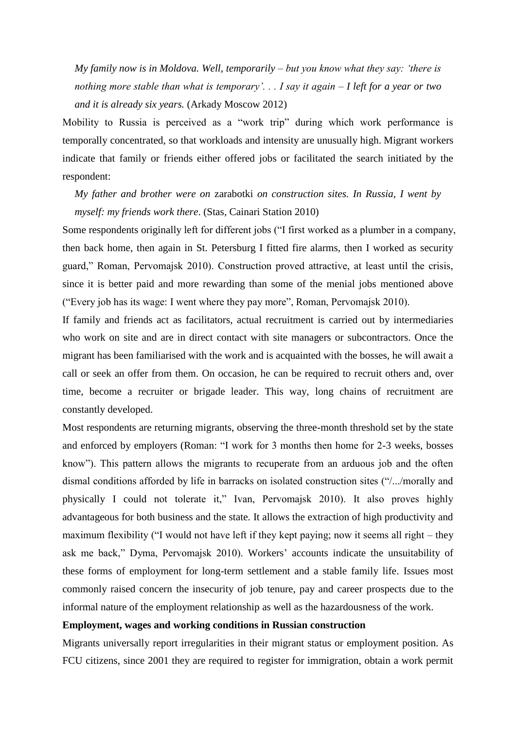*My family now is in Moldova. Well, temporarily – but you know what they say: 'there is nothing more stable than what is temporary'. . . I say it again – I left for a year or two and it is already six years.* (Arkady Moscow 2012)

Mobility to Russia is perceived as a "work trip" during which work performance is temporally concentrated, so that workloads and intensity are unusually high. Migrant workers indicate that family or friends either offered jobs or facilitated the search initiated by the respondent:

*My father and brother were on* zarabotki *on construction sites. In Russia, I went by myself: my friends work there*. (Stas, Cainari Station 2010)

Some respondents originally left for different jobs ("I first worked as a plumber in a company, then back home, then again in St. Petersburg I fitted fire alarms, then I worked as security guard," Roman, Pervomajsk 2010). Construction proved attractive, at least until the crisis, since it is better paid and more rewarding than some of the menial jobs mentioned above ("Every job has its wage: I went where they pay more", Roman, Pervomajsk 2010).

If family and friends act as facilitators, actual recruitment is carried out by intermediaries who work on site and are in direct contact with site managers or subcontractors. Once the migrant has been familiarised with the work and is acquainted with the bosses, he will await a call or seek an offer from them. On occasion, he can be required to recruit others and, over time, become a recruiter or brigade leader. This way, long chains of recruitment are constantly developed.

Most respondents are returning migrants, observing the three-month threshold set by the state and enforced by employers (Roman: "I work for 3 months then home for 2-3 weeks, bosses know"). This pattern allows the migrants to recuperate from an arduous job and the often dismal conditions afforded by life in barracks on isolated construction sites ("/.../morally and physically I could not tolerate it," Ivan, Pervomajsk 2010). It also proves highly advantageous for both business and the state. It allows the extraction of high productivity and maximum flexibility ("I would not have left if they kept paying; now it seems all right – they ask me back," Dyma, Pervomajsk 2010). Workers' accounts indicate the unsuitability of these forms of employment for long-term settlement and a stable family life. Issues most commonly raised concern the insecurity of job tenure, pay and career prospects due to the informal nature of the employment relationship as well as the hazardousness of the work.

**Employment, wages and working conditions in Russian construction**

Migrants universally report irregularities in their migrant status or employment position. As FCU citizens, since 2001 they are required to register for immigration, obtain a work permit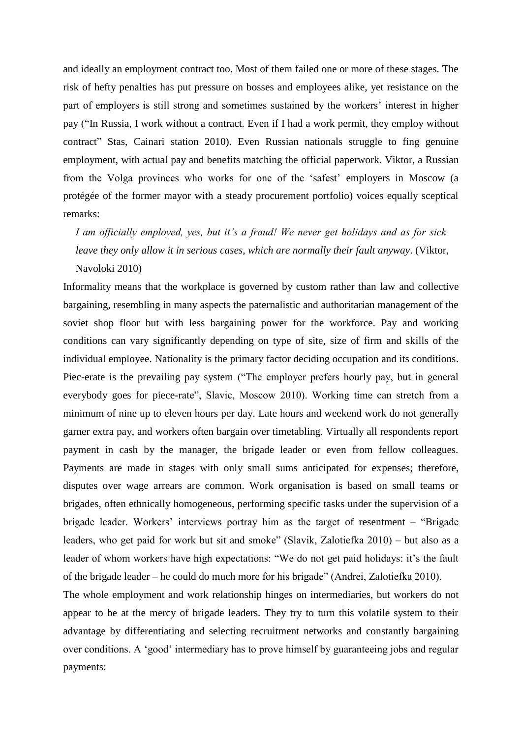and ideally an employment contract too. Most of them failed one or more of these stages. The risk of hefty penalties has put pressure on bosses and employees alike, yet resistance on the part of employers is still strong and sometimes sustained by the workers' interest in higher pay ("In Russia, I work without a contract. Even if I had a work permit, they employ without contract" Stas, Cainari station 2010). Even Russian nationals struggle to fing genuine employment, with actual pay and benefits matching the official paperwork. Viktor, a Russian from the Volga provinces who works for one of the 'safest' employers in Moscow (a protégée of the former mayor with a steady procurement portfolio) voices equally sceptical remarks:

> *I am officially employed, yes, but it's a fraud! We never get holidays and as for sick leave they only allow it in serious cases, which are normally their fault anyway*. (Viktor, Navoloki 2010)

Informality means that the workplace is governed by custom rather than law and collective bargaining, resembling in many aspects the paternalistic and authoritarian management of the soviet shop floor but with less bargaining power for the workforce. Pay and working conditions can vary significantly depending on type of site, size of firm and skills of the individual employee. Nationality is the primary factor deciding occupation and its conditions. Piec-erate is the prevailing pay system ("The employer prefers hourly pay, but in general everybody goes for piece-rate", Slavic, Moscow 2010). Working time can stretch from a minimum of nine up to eleven hours per day. Late hours and weekend work do not generally garner extra pay, and workers often bargain over timetabling. Virtually all respondents report payment in cash by the manager, the brigade leader or even from fellow colleagues. Payments are made in stages with only small sums anticipated for expenses; therefore, disputes over wage arrears are common. Work organisation is based on small teams or brigades, often ethnically homogeneous, performing specific tasks under the supervision of a brigade leader. Workers' interviews portray him as the target of resentment – "Brigade leaders, who get paid for work but sit and smoke" (Slavik, Zalotiefka 2010) – but also as a leader of whom workers have high expectations: "We do not get paid holidays: it's the fault of the brigade leader – he could do much more for his brigade" (Andrei, Zalotiefka 2010).

The whole employment and work relationship hinges on intermediaries, but workers do not appear to be at the mercy of brigade leaders. They try to turn this volatile system to their advantage by differentiating and selecting recruitment networks and constantly bargaining over conditions. A 'good' intermediary has to prove himself by guaranteeing jobs and regular payments: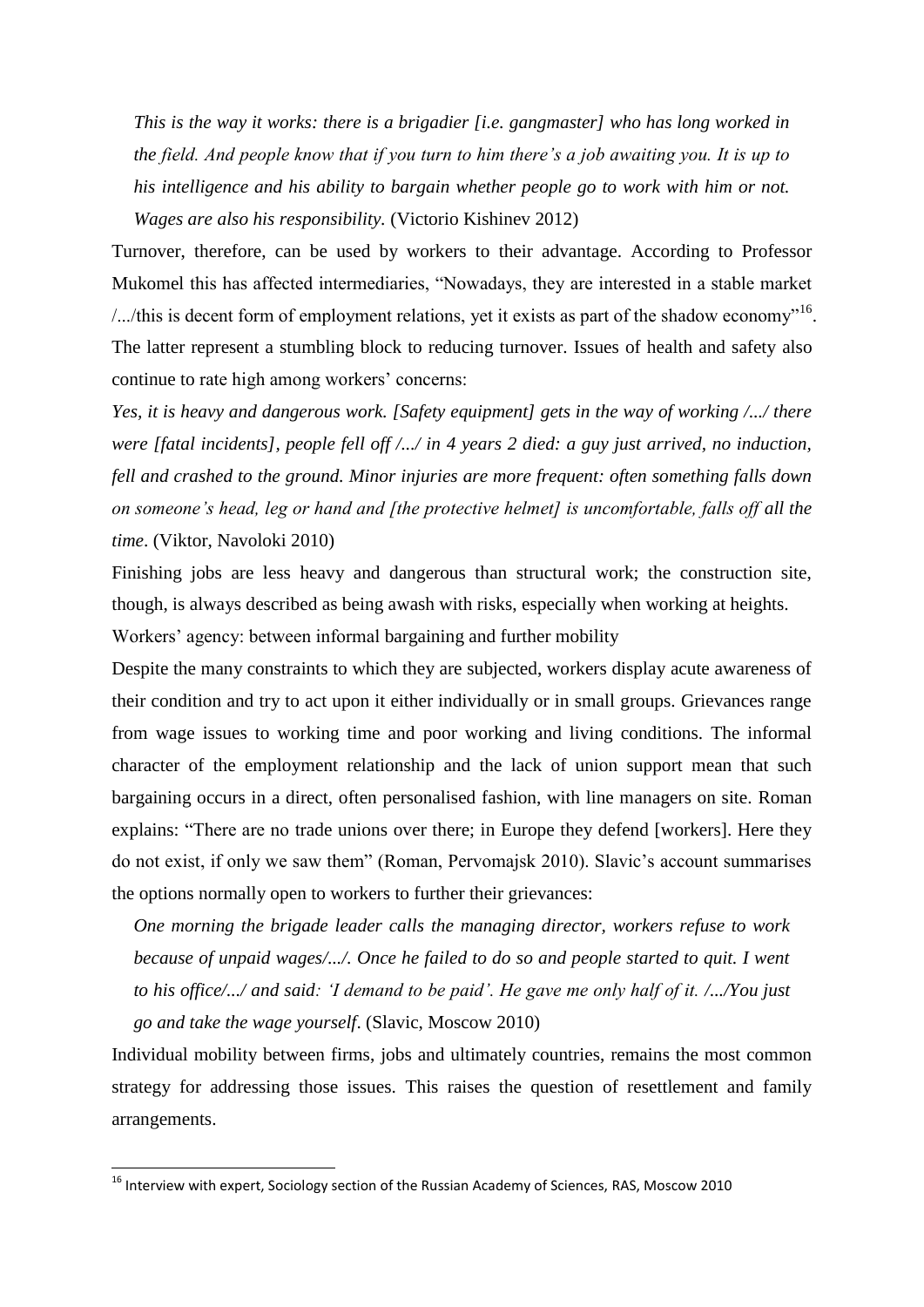*This is the way it works: there is a brigadier [i.e. gangmaster] who has long worked in the field. And people know that if you turn to him there's a job awaiting you. It is up to his intelligence and his ability to bargain whether people go to work with him or not. Wages are also his responsibility.* (Victorio Kishinev 2012)

Turnover, therefore, can be used by workers to their advantage. According to Professor Mukomel this has affected intermediaries, "Nowadays, they are interested in a stable market /.../this is decent form of employment relations, yet it exists as part of the shadow economy"[16]. The latter represent a stumbling block to reducing turnover. Issues of health and safety also continue to rate high among workers' concerns:

*Yes, it is heavy and dangerous work. [Safety equipment] gets in the way of working /.../ there were [fatal incidents], people fell off /.../ in 4 years 2 died: a guy just arrived, no induction, fell and crashed to the ground. Minor injuries are more frequent: often something falls down on someone's head, leg or hand and [the protective helmet] is uncomfortable, falls off all the time*. (Viktor, Navoloki 2010)

Finishing jobs are less heavy and dangerous than structural work; the construction site, though, is always described as being awash with risks, especially when working at heights.

Workers' agency: between informal bargaining and further mobility

Despite the many constraints to which they are subjected, workers display acute awareness of their condition and try to act upon it either individually or in small groups. Grievances range from wage issues to working time and poor working and living conditions. The informal character of the employment relationship and the lack of union support mean that such bargaining occurs in a direct, often personalised fashion, with line managers on site. Roman explains: "There are no trade unions over there; in Europe they defend [workers]. Here they do not exist, if only we saw them" (Roman, Pervomajsk 2010). Slavic's account summarises the options normally open to workers to further their grievances:

*One morning the brigade leader calls the managing director, workers refuse to work because of unpaid wages/.../. Once he failed to do so and people started to quit. I went to his office/.../ and said: 'I demand to be paid'. He gave me only half of it. /.../You just go and take the wage yourself*. (Slavic, Moscow 2010)

Individual mobility between firms, jobs and ultimately countries, remains the most common strategy for addressing those issues. This raises the question of resettlement and family arrangements.

---

[16] Interview with expert, Sociology section of the Russian Academy of Sciences, RAS, Moscow 2010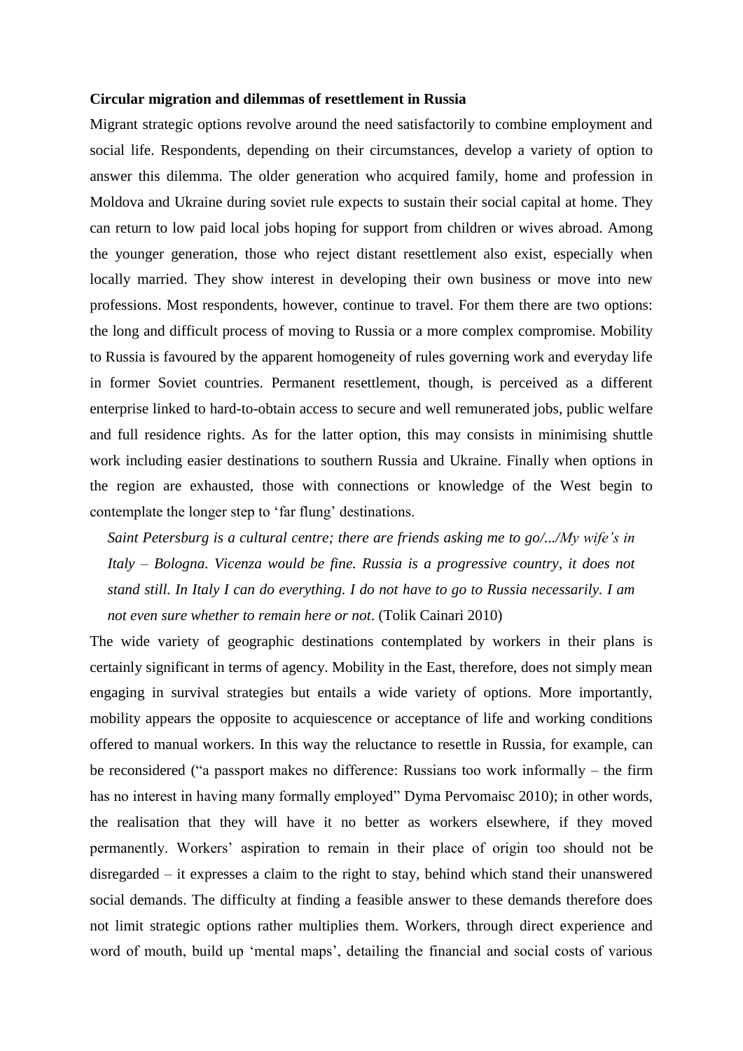**Circular migration and dilemmas of resettlement in Russia**

Migrant strategic options revolve around the need satisfactorily to combine employment and social life. Respondents, depending on their circumstances, develop a variety of option to answer this dilemma. The older generation who acquired family, home and profession in Moldova and Ukraine during soviet rule expects to sustain their social capital at home. They can return to low paid local jobs hoping for support from children or wives abroad. Among the younger generation, those who reject distant resettlement also exist, especially when locally married. They show interest in developing their own business or move into new professions. Most respondents, however, continue to travel. For them there are two options: the long and difficult process of moving to Russia or a more complex compromise. Mobility to Russia is favoured by the apparent homogeneity of rules governing work and everyday life in former Soviet countries. Permanent resettlement, though, is perceived as a different enterprise linked to hard-to-obtain access to secure and well remunerated jobs, public welfare and full residence rights. As for the latter option, this may consists in minimising shuttle work including easier destinations to southern Russia and Ukraine. Finally when options in the region are exhausted, those with connections or knowledge of the West begin to contemplate the longer step to 'far flung' destinations.

> *Saint Petersburg is a cultural centre; there are friends asking me to go/.../My wife's in Italy – Bologna. Vicenza would be fine. Russia is a progressive country, it does not stand still. In Italy I can do everything. I do not have to go to Russia necessarily. I am not even sure whether to remain here or not*. (Tolik Cainari 2010)

The wide variety of geographic destinations contemplated by workers in their plans is certainly significant in terms of agency. Mobility in the East, therefore, does not simply mean engaging in survival strategies but entails a wide variety of options. More importantly, mobility appears the opposite to acquiescence or acceptance of life and working conditions offered to manual workers. In this way the reluctance to resettle in Russia, for example, can be reconsidered ("a passport makes no difference: Russians too work informally – the firm has no interest in having many formally employed" Dyma Pervomaisc 2010); in other words, the realisation that they will have it no better as workers elsewhere, if they moved permanently. Workers' aspiration to remain in their place of origin too should not be disregarded – it expresses a claim to the right to stay, behind which stand their unanswered social demands. The difficulty at finding a feasible answer to these demands therefore does not limit strategic options rather multiplies them. Workers, through direct experience and word of mouth, build up 'mental maps', detailing the financial and social costs of various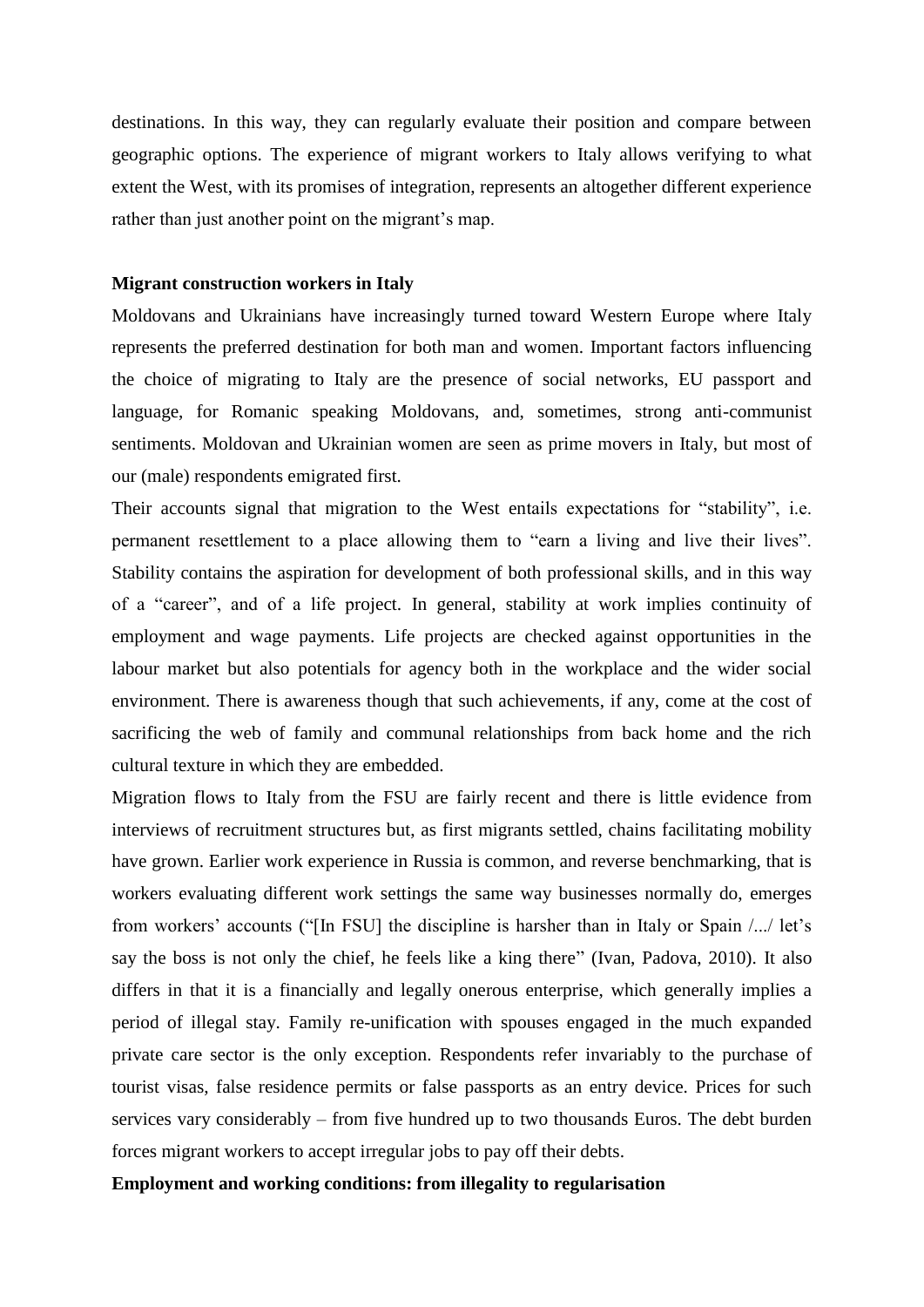destinations. In this way, they can regularly evaluate their position and compare between geographic options. The experience of migrant workers to Italy allows verifying to what extent the West, with its promises of integration, represents an altogether different experience rather than just another point on the migrant's map.

**Migrant construction workers in Italy**

Moldovans and Ukrainians have increasingly turned toward Western Europe where Italy represents the preferred destination for both man and women. Important factors influencing the choice of migrating to Italy are the presence of social networks, EU passport and language, for Romanic speaking Moldovans, and, sometimes, strong anti-communist sentiments. Moldovan and Ukrainian women are seen as prime movers in Italy, but most of our (male) respondents emigrated first.

Their accounts signal that migration to the West entails expectations for "stability", i.e. permanent resettlement to a place allowing them to "earn a living and live their lives". Stability contains the aspiration for development of both professional skills, and in this way of a "career", and of a life project. In general, stability at work implies continuity of employment and wage payments. Life projects are checked against opportunities in the labour market but also potentials for agency both in the workplace and the wider social environment. There is awareness though that such achievements, if any, come at the cost of sacrificing the web of family and communal relationships from back home and the rich cultural texture in which they are embedded.

Migration flows to Italy from the FSU are fairly recent and there is little evidence from interviews of recruitment structures but, as first migrants settled, chains facilitating mobility have grown. Earlier work experience in Russia is common, and reverse benchmarking, that is workers evaluating different work settings the same way businesses normally do, emerges from workers' accounts ("[In FSU] the discipline is harsher than in Italy or Spain /.../ let's say the boss is not only the chief, he feels like a king there" (Ivan, Padova, 2010). It also differs in that it is a financially and legally onerous enterprise, which generally implies a period of illegal stay. Family re-unification with spouses engaged in the much expanded private care sector is the only exception. Respondents refer invariably to the purchase of tourist visas, false residence permits or false passports as an entry device. Prices for such services vary considerably – from five hundred up to two thousands Euros. The debt burden forces migrant workers to accept irregular jobs to pay off their debts.

**Employment and working conditions: from illegality to regularisation**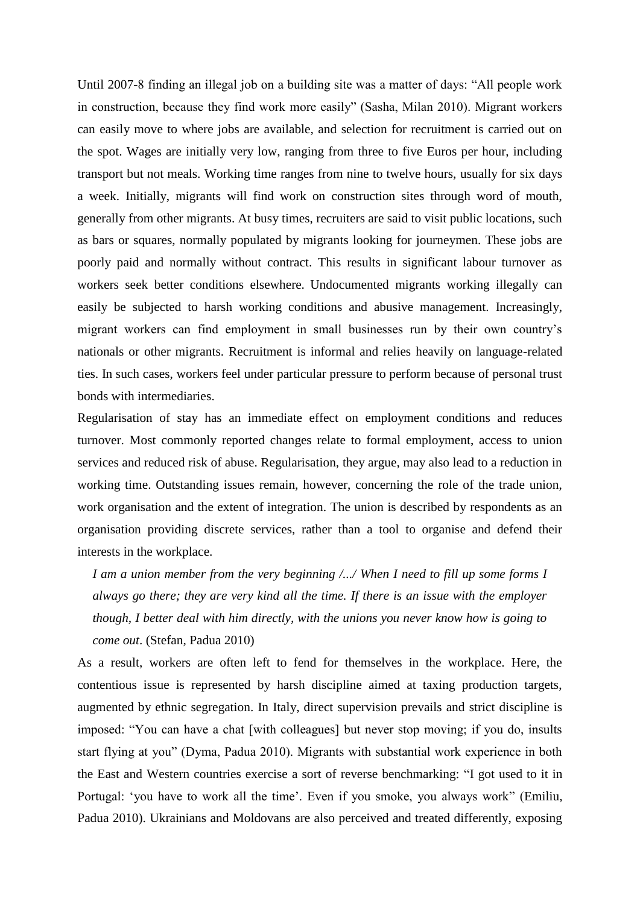Until 2007-8 finding an illegal job on a building site was a matter of days: "All people work in construction, because they find work more easily" (Sasha, Milan 2010). Migrant workers can easily move to where jobs are available, and selection for recruitment is carried out on the spot. Wages are initially very low, ranging from three to five Euros per hour, including transport but not meals. Working time ranges from nine to twelve hours, usually for six days a week. Initially, migrants will find work on construction sites through word of mouth, generally from other migrants. At busy times, recruiters are said to visit public locations, such as bars or squares, normally populated by migrants looking for journeymen. These jobs are poorly paid and normally without contract. This results in significant labour turnover as workers seek better conditions elsewhere. Undocumented migrants working illegally can easily be subjected to harsh working conditions and abusive management. Increasingly, migrant workers can find employment in small businesses run by their own country's nationals or other migrants. Recruitment is informal and relies heavily on language-related ties. In such cases, workers feel under particular pressure to perform because of personal trust bonds with intermediaries.

Regularisation of stay has an immediate effect on employment conditions and reduces turnover. Most commonly reported changes relate to formal employment, access to union services and reduced risk of abuse. Regularisation, they argue, may also lead to a reduction in working time. Outstanding issues remain, however, concerning the role of the trade union, work organisation and the extent of integration. The union is described by respondents as an organisation providing discrete services, rather than a tool to organise and defend their interests in the workplace.

> *I am a union member from the very beginning /.../ When I need to fill up some forms I always go there; they are very kind all the time. If there is an issue with the employer though, I better deal with him directly, with the unions you never know how is going to come out*. (Stefan, Padua 2010)

As a result, workers are often left to fend for themselves in the workplace. Here, the contentious issue is represented by harsh discipline aimed at taxing production targets, augmented by ethnic segregation. In Italy, direct supervision prevails and strict discipline is imposed: "You can have a chat [with colleagues] but never stop moving; if you do, insults start flying at you" (Dyma, Padua 2010). Migrants with substantial work experience in both the East and Western countries exercise a sort of reverse benchmarking: "I got used to it in Portugal: 'you have to work all the time'. Even if you smoke, you always work" (Emiliu, Padua 2010). Ukrainians and Moldovans are also perceived and treated differently, exposing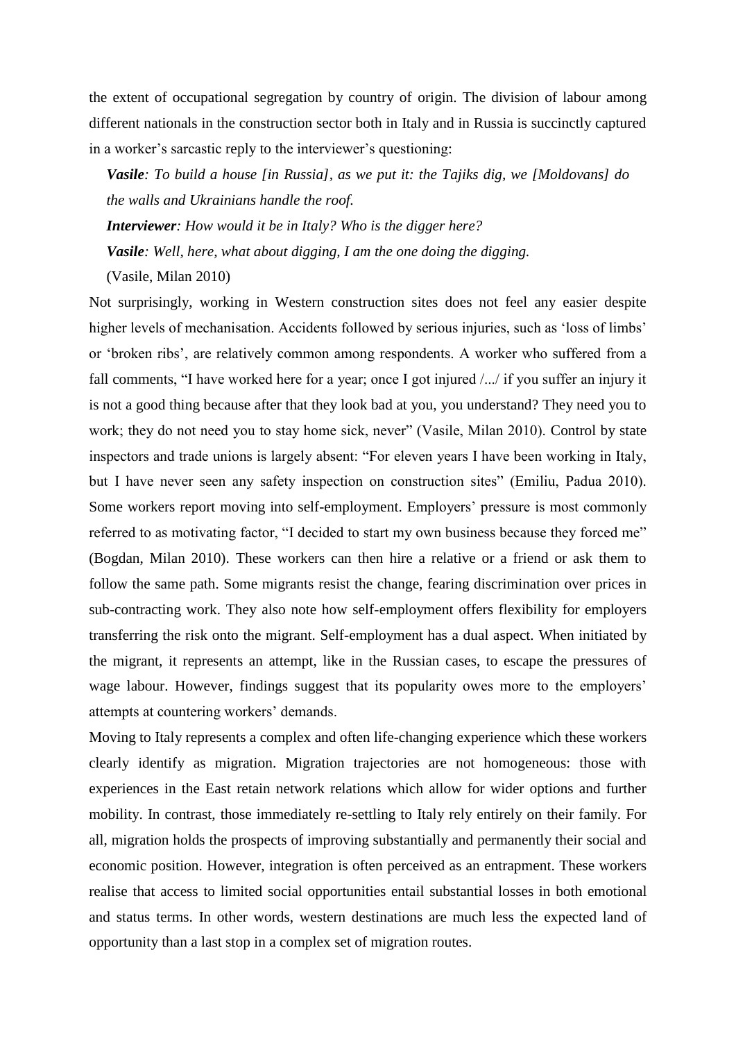the extent of occupational segregation by country of origin. The division of labour among different nationals in the construction sector both in Italy and in Russia is succinctly captured in a worker's sarcastic reply to the interviewer's questioning:

> ***Vasile****: To build a house [in Russia], as we put it: the Tajiks dig, we [Moldovans] do the walls and Ukrainians handle the roof.*
>
> ***Interviewer****: How would it be in Italy? Who is the digger here?*
>
> ***Vasile****: Well, here, what about digging, I am the one doing the digging.*
>
> (Vasile, Milan 2010)

Not surprisingly, working in Western construction sites does not feel any easier despite higher levels of mechanisation. Accidents followed by serious injuries, such as 'loss of limbs' or 'broken ribs', are relatively common among respondents. A worker who suffered from a fall comments, "I have worked here for a year; once I got injured /.../ if you suffer an injury it is not a good thing because after that they look bad at you, you understand? They need you to work; they do not need you to stay home sick, never" (Vasile, Milan 2010). Control by state inspectors and trade unions is largely absent: "For eleven years I have been working in Italy, but I have never seen any safety inspection on construction sites" (Emiliu, Padua 2010). Some workers report moving into self-employment. Employers' pressure is most commonly referred to as motivating factor, "I decided to start my own business because they forced me" (Bogdan, Milan 2010). These workers can then hire a relative or a friend or ask them to follow the same path. Some migrants resist the change, fearing discrimination over prices in sub-contracting work. They also note how self-employment offers flexibility for employers transferring the risk onto the migrant. Self-employment has a dual aspect. When initiated by the migrant, it represents an attempt, like in the Russian cases, to escape the pressures of wage labour. However, findings suggest that its popularity owes more to the employers' attempts at countering workers' demands.

Moving to Italy represents a complex and often life-changing experience which these workers clearly identify as migration. Migration trajectories are not homogeneous: those with experiences in the East retain network relations which allow for wider options and further mobility. In contrast, those immediately re-settling to Italy rely entirely on their family. For all, migration holds the prospects of improving substantially and permanently their social and economic position. However, integration is often perceived as an entrapment. These workers realise that access to limited social opportunities entail substantial losses in both emotional and status terms. In other words, western destinations are much less the expected land of opportunity than a last stop in a complex set of migration routes.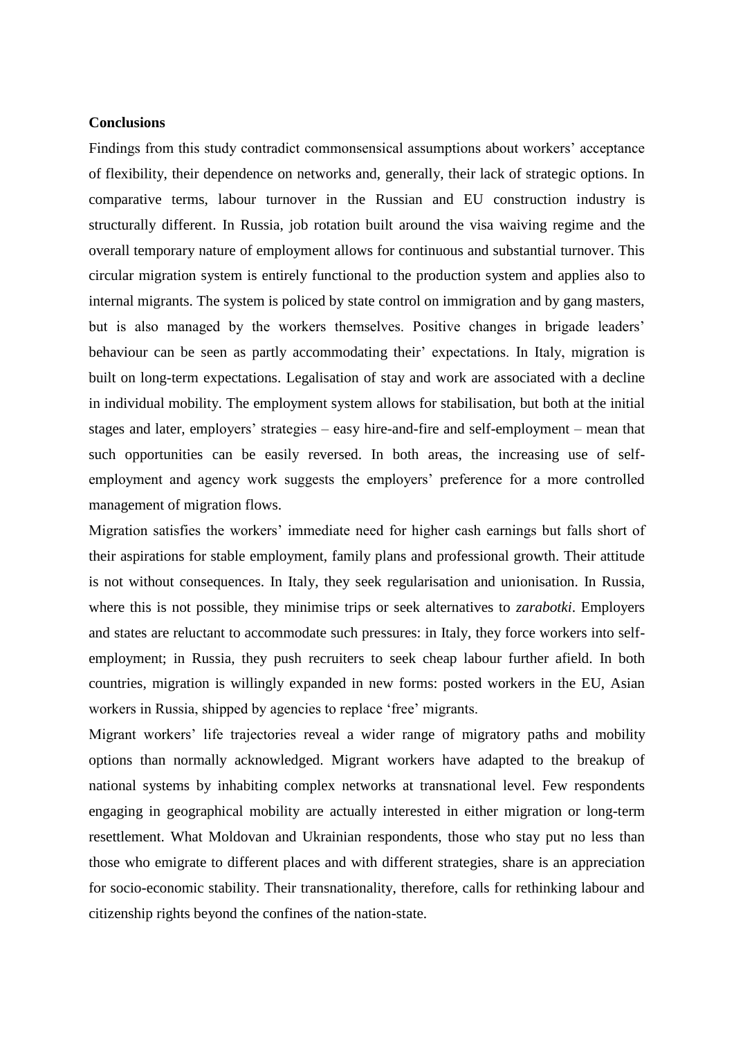**Conclusions**

Findings from this study contradict commonsensical assumptions about workers' acceptance of flexibility, their dependence on networks and, generally, their lack of strategic options. In comparative terms, labour turnover in the Russian and EU construction industry is structurally different. In Russia, job rotation built around the visa waiving regime and the overall temporary nature of employment allows for continuous and substantial turnover. This circular migration system is entirely functional to the production system and applies also to internal migrants. The system is policed by state control on immigration and by gang masters, but is also managed by the workers themselves. Positive changes in brigade leaders' behaviour can be seen as partly accommodating their' expectations. In Italy, migration is built on long-term expectations. Legalisation of stay and work are associated with a decline in individual mobility. The employment system allows for stabilisation, but both at the initial stages and later, employers' strategies – easy hire-and-fire and self-employment – mean that such opportunities can be easily reversed. In both areas, the increasing use of self-employment and agency work suggests the employers' preference for a more controlled management of migration flows.

Migration satisfies the workers' immediate need for higher cash earnings but falls short of their aspirations for stable employment, family plans and professional growth. Their attitude is not without consequences. In Italy, they seek regularisation and unionisation. In Russia, where this is not possible, they minimise trips or seek alternatives to *zarabotki*. Employers and states are reluctant to accommodate such pressures: in Italy, they force workers into self-employment; in Russia, they push recruiters to seek cheap labour further afield. In both countries, migration is willingly expanded in new forms: posted workers in the EU, Asian workers in Russia, shipped by agencies to replace 'free' migrants.

Migrant workers' life trajectories reveal a wider range of migratory paths and mobility options than normally acknowledged. Migrant workers have adapted to the breakup of national systems by inhabiting complex networks at transnational level. Few respondents engaging in geographical mobility are actually interested in either migration or long-term resettlement. What Moldovan and Ukrainian respondents, those who stay put no less than those who emigrate to different places and with different strategies, share is an appreciation for socio-economic stability. Their transnationality, therefore, calls for rethinking labour and citizenship rights beyond the confines of the nation-state.